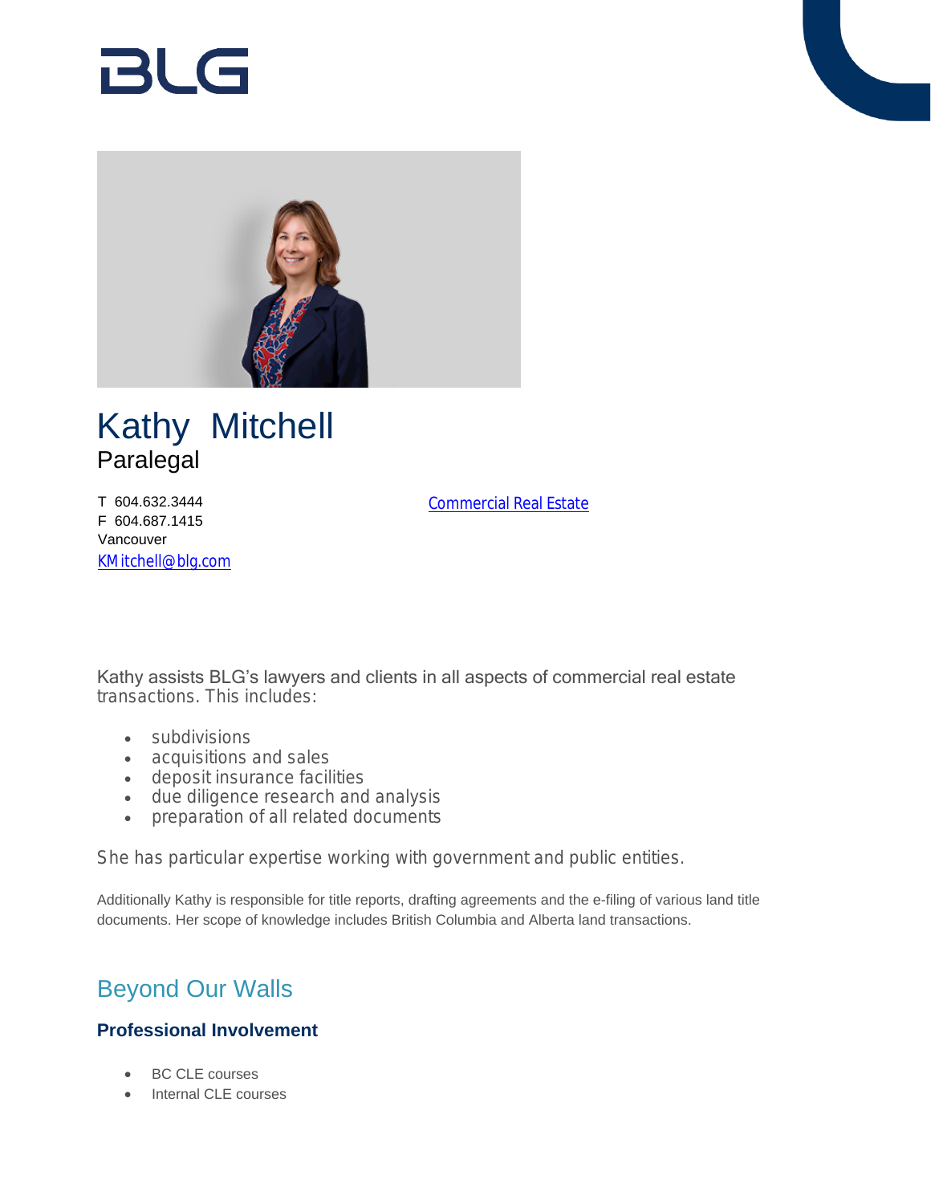BLG

# Kathy Mitchell

Paralegal

T 604.632.3444
F 604.687.1415
Vancouver
KMitchell@blg.com

Commercial Real Estate

Kathy assists BLG's lawyers and clients in all aspects of commercial real estate transactions. This includes:

- subdivisions
- acquisitions and sales
- deposit insurance facilities
- due diligence research and analysis
- preparation of all related documents

She has particular expertise working with government and public entities.

Additionally Kathy is responsible for title reports, drafting agreements and the e-filing of various land title documents. Her scope of knowledge includes British Columbia and Alberta land transactions.

## Beyond Our Walls

### Professional Involvement

- BC CLE courses
- Internal CLE courses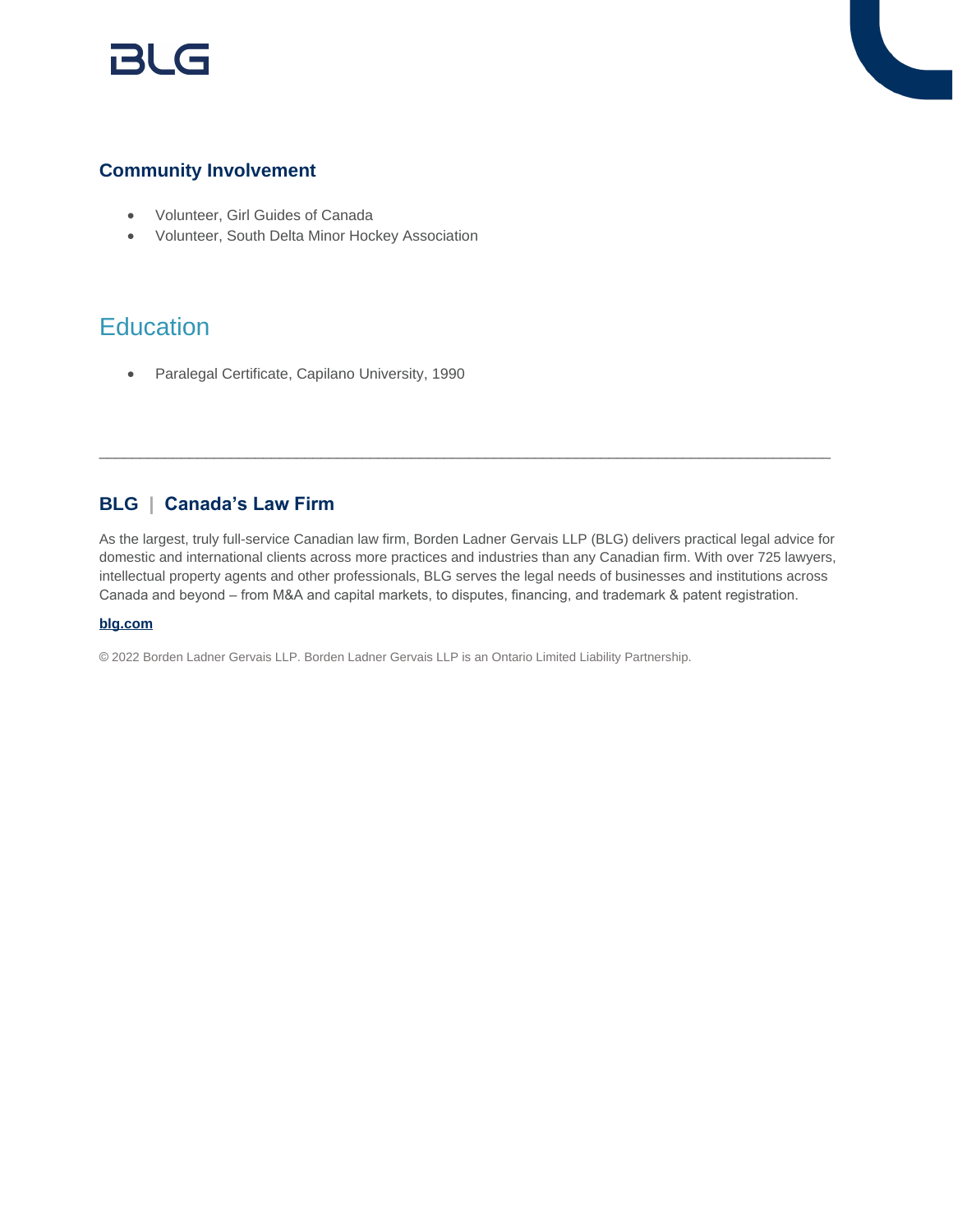### Community Involvement

- Volunteer, Girl Guides of Canada
- Volunteer, South Delta Minor Hockey Association

## Education

- Paralegal Certificate, Capilano University, 1990

---

### BLG | Canada's Law Firm

As the largest, truly full-service Canadian law firm, Borden Ladner Gervais LLP (BLG) delivers practical legal advice for domestic and international clients across more practices and industries than any Canadian firm. With over 725 lawyers, intellectual property agents and other professionals, BLG serves the legal needs of businesses and institutions across Canada and beyond – from M&A and capital markets, to disputes, financing, and trademark & patent registration.

**blg.com**

© 2022 Borden Ladner Gervais LLP. Borden Ladner Gervais LLP is an Ontario Limited Liability Partnership.